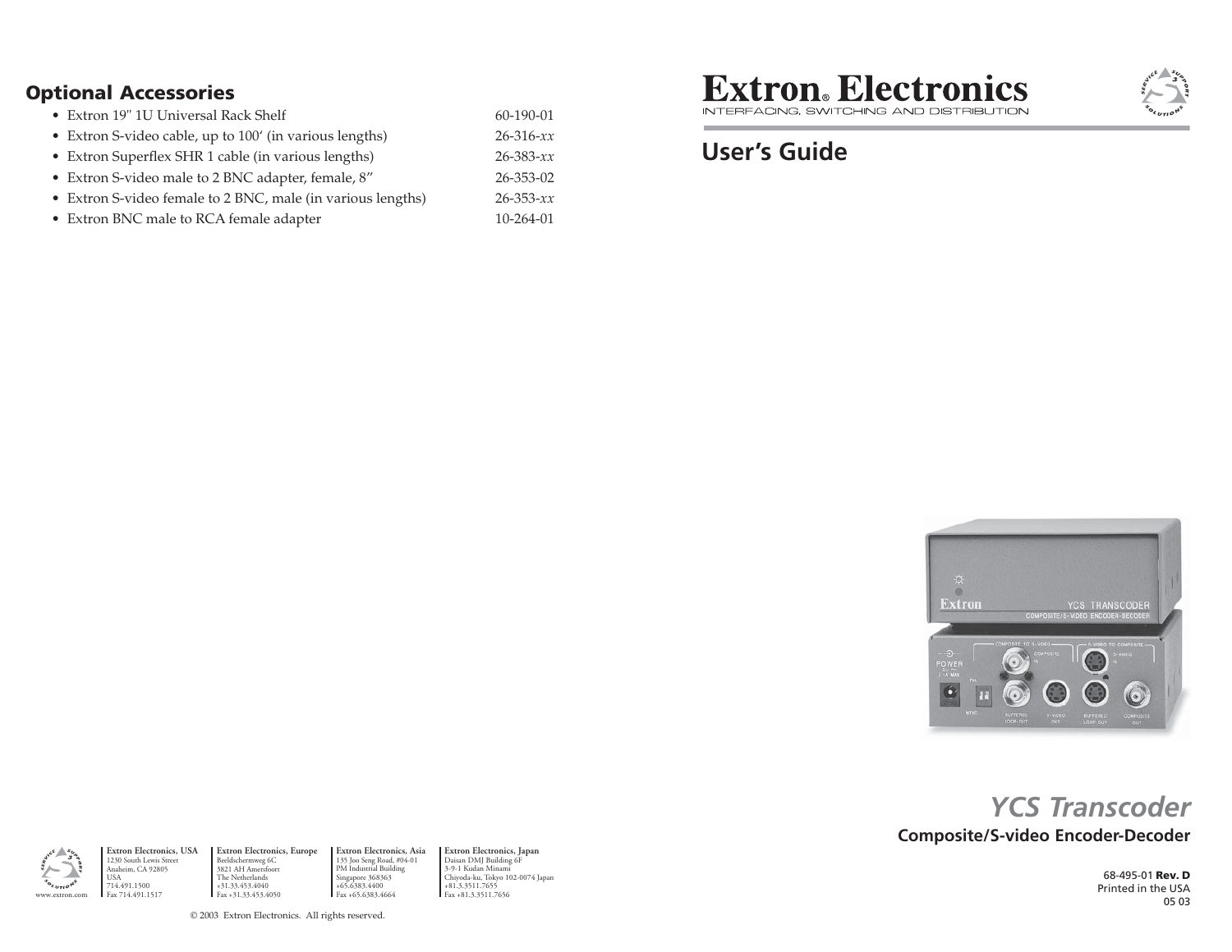## Optional Accessories

| | |
|---|---|
| • Extron 19" 1U Universal Rack Shelf | 60-190-01 |
| • Extron S-video cable, up to 100' (in various lengths) | 26-316-*xx* |
| • Extron Superflex SHR 1 cable (in various lengths) | 26-383-*xx* |
| • Extron S-video male to 2 BNC adapter, female, 8" | 26-353-02 |
| • Extron S-video female to 2 BNC, male (in various lengths) | 26-353-*xx* |
| • Extron BNC male to RCA female adapter | 10-264-01 |

# Extron® Electronics

INTERFACING, SWITCHING AND DISTRIBUTION

## User's Guide

# *YCS Transcoder*

**Composite/S-video Encoder-Decoder**

68-495-01 **Rev. D**
Printed in the USA
05 03

**Extron Electronics, USA**
1230 South Lewis Street
Anaheim, CA 92805
USA
714.491.1500
Fax 714.491.1517

**Extron Electronics, Europe**
Beeldschermweg 6C
3821 AH Amersfoort
The Netherlands
+31.33.453.4040
Fax +31.33.453.4050

**Extron Electronics, Asia**
135 Joo Seng Road, #04-01
PM Industrial Building
Singapore 368363
+65.6383.4400
Fax +65.6383.4664

**Extron Electronics, Japan**
Daisan DMJ Building 6F
3-9-1 Kudan Minami
Chiyoda-ku, Tokyo 102-0074 Japan
+81.3.3511.7655
Fax +81.3.3511.7656

www.extron.com

© 2003 Extron Electronics. All rights reserved.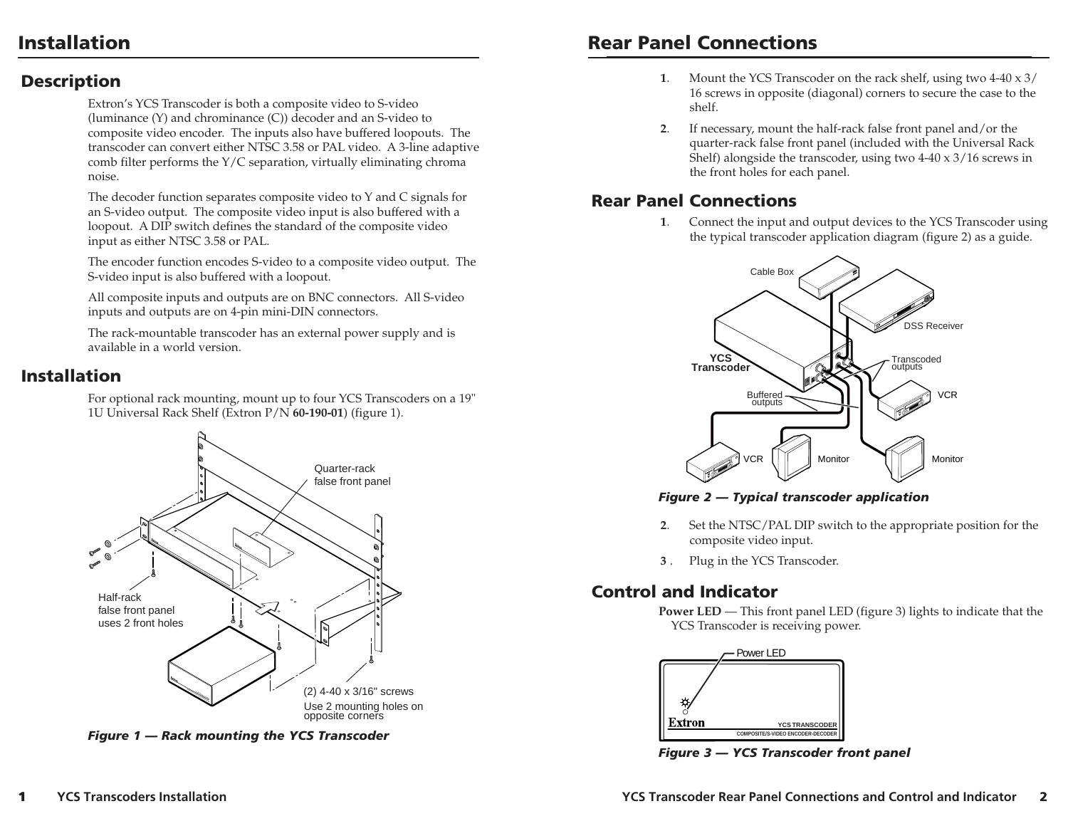# Installation

## Description

Extron's YCS Transcoder is both a composite video to S-video (luminance (Y) and chrominance (C)) decoder and an S-video to composite video encoder. The inputs also have buffered loopouts. The transcoder can convert either NTSC 3.58 or PAL video. A 3-line adaptive comb filter performs the Y/C separation, virtually eliminating chroma noise.

The decoder function separates composite video to Y and C signals for an S-video output. The composite video input is also buffered with a loopout. A DIP switch defines the standard of the composite video input as either NTSC 3.58 or PAL.

The encoder function encodes S-video to a composite video output. The S-video input is also buffered with a loopout.

All composite inputs and outputs are on BNC connectors. All S-video inputs and outputs are on 4-pin mini-DIN connectors.

The rack-mountable transcoder has an external power supply and is available in a world version.

## Installation

For optional rack mounting, mount up to four YCS Transcoders on a 19" 1U Universal Rack Shelf (Extron P/N **60-190-01**) (figure 1).

Quarter-rack false front panel

Half-rack false front panel uses 2 front holes

(2) 4-40 x 3/16" screws
Use 2 mounting holes on opposite corners

***Figure 1 — Rack mounting the YCS Transcoder***

# Rear Panel Connections

1. Mount the YCS Transcoder on the rack shelf, using two 4-40 x 3/16 screws in opposite (diagonal) corners to secure the case to the shelf.
2. If necessary, mount the half-rack false front panel and/or the quarter-rack false front panel (included with the Universal Rack Shelf) alongside the transcoder, using two 4-40 x 3/16 screws in the front holes for each panel.

## Rear Panel Connections

1. Connect the input and output devices to the YCS Transcoder using the typical transcoder application diagram (figure 2) as a guide.

Cable Box, DSS Receiver, YCS Transcoder, Transcoded outputs, Buffered outputs, VCR, VCR, Monitor, Monitor

***Figure 2 — Typical transcoder application***

2. Set the NTSC/PAL DIP switch to the appropriate position for the composite video input.
3. Plug in the YCS Transcoder.

## Control and Indicator

**Power LED** — This front panel LED (figure 3) lights to indicate that the YCS Transcoder is receiving power.

Power LED

Extron — YCS TRANSCODER — COMPOSITE/S-VIDEO ENCODER-DECODER

***Figure 3 — YCS Transcoder front panel***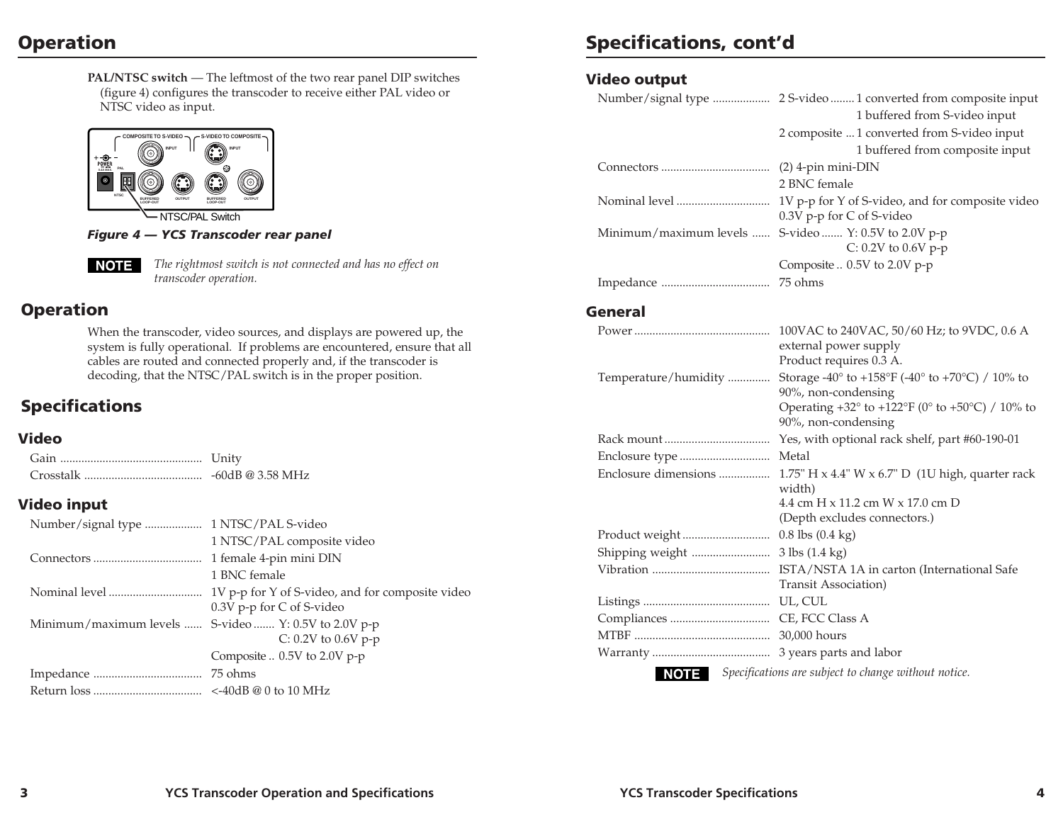# Operation

**PAL/NTSC switch** — The leftmost of the two rear panel DIP switches (figure 4) configures the transcoder to receive either PAL video or NTSC video as input.

NTSC/PAL Switch

***Figure 4 — YCS Transcoder rear panel***

**NOTE** *The rightmost switch is not connected and has no effect on transcoder operation.*

## Operation

When the transcoder, video sources, and displays are powered up, the system is fully operational. If problems are encountered, ensure that all cables are routed and connected properly and, if the transcoder is decoding, that the NTSC/PAL switch is in the proper position.

## Specifications

### Video

| | |
|---|---|
| Gain | Unity |
| Crosstalk | -60dB @ 3.58 MHz |

### Video input

| | |
|---|---|
| Number/signal type | 1 NTSC/PAL S-video<br>1 NTSC/PAL composite video |
| Connectors | 1 female 4-pin mini DIN<br>1 BNC female |
| Nominal level | 1V p-p for Y of S-video, and for composite video<br>0.3V p-p for C of S-video |
| Minimum/maximum levels | S-video ....... Y: 0.5V to 2.0V p-p<br>C: 0.2V to 0.6V p-p<br>Composite .. 0.5V to 2.0V p-p |
| Impedance | 75 ohms |
| Return loss | <-40dB @ 0 to 10 MHz |

# Specifications, cont'd

### Video output

| | |
|---|---|
| Number/signal type | 2 S-video ........ 1 converted from composite input<br>1 buffered from S-video input<br>2 composite ... 1 converted from S-video input<br>1 buffered from composite input |
| Connectors | (2) 4-pin mini-DIN<br>2 BNC female |
| Nominal level | 1V p-p for Y of S-video, and for composite video<br>0.3V p-p for C of S-video |
| Minimum/maximum levels | S-video ....... Y: 0.5V to 2.0V p-p<br>C: 0.2V to 0.6V p-p<br>Composite .. 0.5V to 2.0V p-p |
| Impedance | 75 ohms |

### General

| | |
|---|---|
| Power | 100VAC to 240VAC, 50/60 Hz; to 9VDC, 0.6 A external power supply<br>Product requires 0.3 A. |
| Temperature/humidity | Storage -40° to +158°F (-40° to +70°C) / 10% to 90%, non-condensing<br>Operating +32° to +122°F (0° to +50°C) / 10% to 90%, non-condensing |
| Rack mount | Yes, with optional rack shelf, part #60-190-01 |
| Enclosure type | Metal |
| Enclosure dimensions | 1.75" H x 4.4" W x 6.7" D (1U high, quarter rack width)<br>4.4 cm H x 11.2 cm W x 17.0 cm D<br>(Depth excludes connectors.) |
| Product weight | 0.8 lbs (0.4 kg) |
| Shipping weight | 3 lbs (1.4 kg) |
| Vibration | ISTA/NSTA 1A in carton (International Safe Transit Association) |
| Listings | UL, CUL |
| Compliances | CE, FCC Class A |
| MTBF | 30,000 hours |
| Warranty | 3 years parts and labor |

**NOTE** *Specifications are subject to change without notice.*